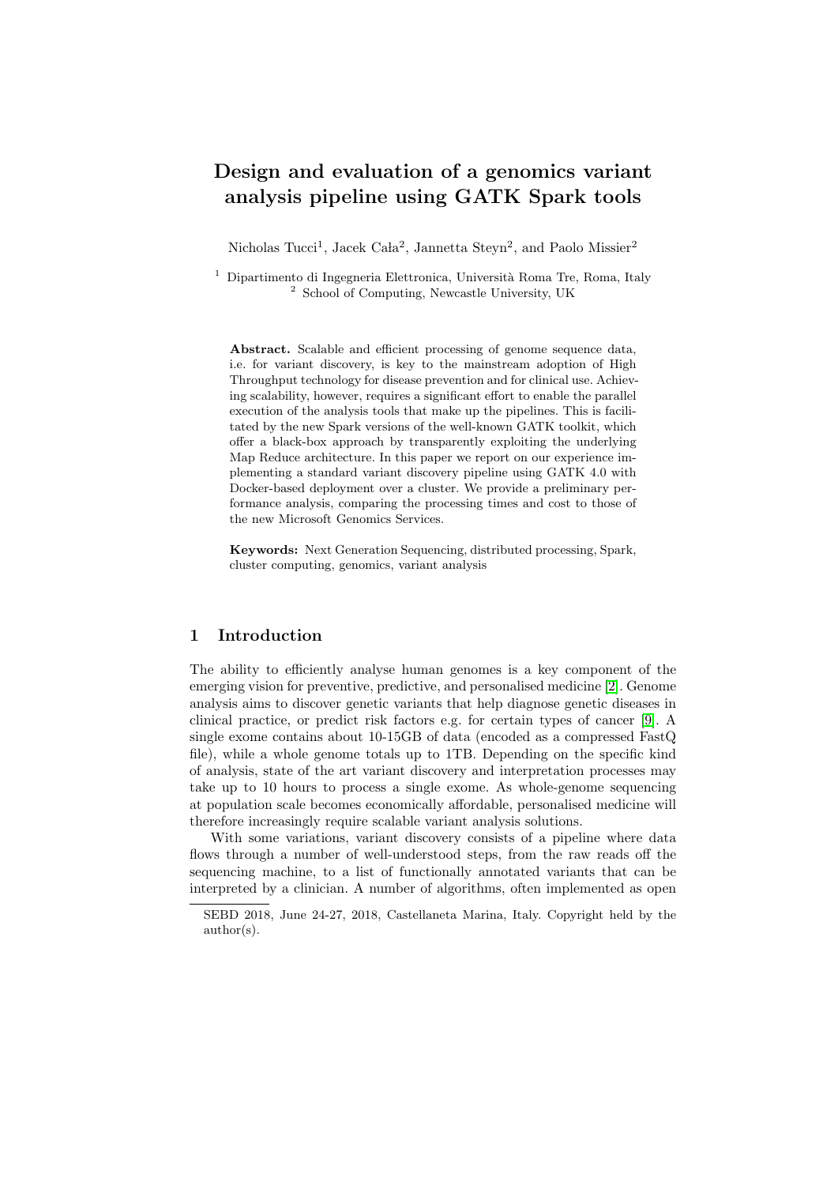# Design and evaluation of a genomics variant analysis pipeline using GATK Spark tools

Nicholas Tucci[1], Jacek Cała[2], Jannetta Steyn[2], and Paolo Missier[2]

[1] Dipartimento di Ingegneria Elettronica, Università Roma Tre, Roma, Italy
[2] School of Computing, Newcastle University, UK

**Abstract.** Scalable and efficient processing of genome sequence data, i.e. for variant discovery, is key to the mainstream adoption of High Throughput technology for disease prevention and for clinical use. Achieving scalability, however, requires a significant effort to enable the parallel execution of the analysis tools that make up the pipelines. This is facilitated by the new Spark versions of the well-known GATK toolkit, which offer a black-box approach by transparently exploiting the underlying Map Reduce architecture. In this paper we report on our experience implementing a standard variant discovery pipeline using GATK 4.0 with Docker-based deployment over a cluster. We provide a preliminary performance analysis, comparing the processing times and cost to those of the new Microsoft Genomics Services.

**Keywords:** Next Generation Sequencing, distributed processing, Spark, cluster computing, genomics, variant analysis

## 1 Introduction

The ability to efficiently analyse human genomes is a key component of the emerging vision for preventive, predictive, and personalised medicine [2]. Genome analysis aims to discover genetic variants that help diagnose genetic diseases in clinical practice, or predict risk factors e.g. for certain types of cancer [9]. A single exome contains about 10-15GB of data (encoded as a compressed FastQ file), while a whole genome totals up to 1TB. Depending on the specific kind of analysis, state of the art variant discovery and interpretation processes may take up to 10 hours to process a single exome. As whole-genome sequencing at population scale becomes economically affordable, personalised medicine will therefore increasingly require scalable variant analysis solutions.

With some variations, variant discovery consists of a pipeline where data flows through a number of well-understood steps, from the raw reads off the sequencing machine, to a list of functionally annotated variants that can be interpreted by a clinician. A number of algorithms, often implemented as open

SEBD 2018, June 24-27, 2018, Castellaneta Marina, Italy. Copyright held by the author(s).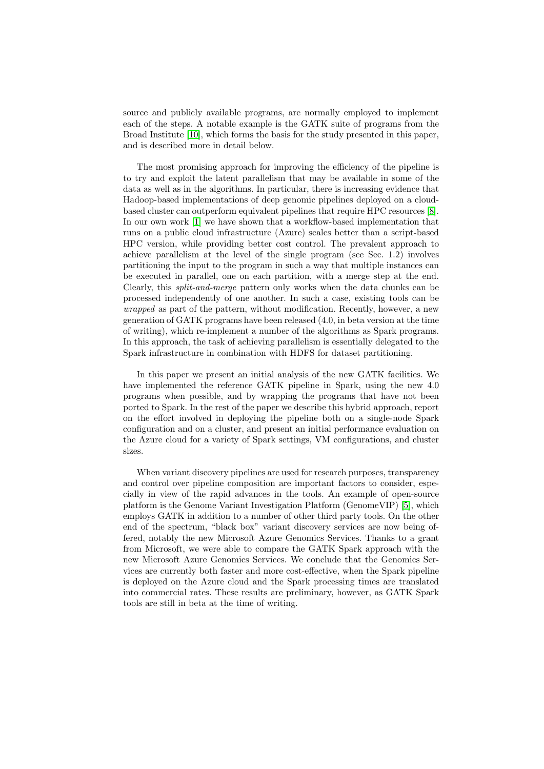source and publicly available programs, are normally employed to implement each of the steps. A notable example is the GATK suite of programs from the Broad Institute [10], which forms the basis for the study presented in this paper, and is described more in detail below.

The most promising approach for improving the efficiency of the pipeline is to try and exploit the latent parallelism that may be available in some of the data as well as in the algorithms. In particular, there is increasing evidence that Hadoop-based implementations of deep genomic pipelines deployed on a cloud-based cluster can outperform equivalent pipelines that require HPC resources [8]. In our own work [1] we have shown that a workflow-based implementation that runs on a public cloud infrastructure (Azure) scales better than a script-based HPC version, while providing better cost control. The prevalent approach to achieve parallelism at the level of the single program (see Sec. 1.2) involves partitioning the input to the program in such a way that multiple instances can be executed in parallel, one on each partition, with a merge step at the end. Clearly, this *split-and-merge* pattern only works when the data chunks can be processed independently of one another. In such a case, existing tools can be *wrapped* as part of the pattern, without modification. Recently, however, a new generation of GATK programs have been released (4.0, in beta version at the time of writing), which re-implement a number of the algorithms as Spark programs. In this approach, the task of achieving parallelism is essentially delegated to the Spark infrastructure in combination with HDFS for dataset partitioning.

In this paper we present an initial analysis of the new GATK facilities. We have implemented the reference GATK pipeline in Spark, using the new 4.0 programs when possible, and by wrapping the programs that have not been ported to Spark. In the rest of the paper we describe this hybrid approach, report on the effort involved in deploying the pipeline both on a single-node Spark configuration and on a cluster, and present an initial performance evaluation on the Azure cloud for a variety of Spark settings, VM configurations, and cluster sizes.

When variant discovery pipelines are used for research purposes, transparency and control over pipeline composition are important factors to consider, especially in view of the rapid advances in the tools. An example of open-source platform is the Genome Variant Investigation Platform (GenomeVIP) [5], which employs GATK in addition to a number of other third party tools. On the other end of the spectrum, "black box" variant discovery services are now being offered, notably the new Microsoft Azure Genomics Services. Thanks to a grant from Microsoft, we were able to compare the GATK Spark approach with the new Microsoft Azure Genomics Services. We conclude that the Genomics Services are currently both faster and more cost-effective, when the Spark pipeline is deployed on the Azure cloud and the Spark processing times are translated into commercial rates. These results are preliminary, however, as GATK Spark tools are still in beta at the time of writing.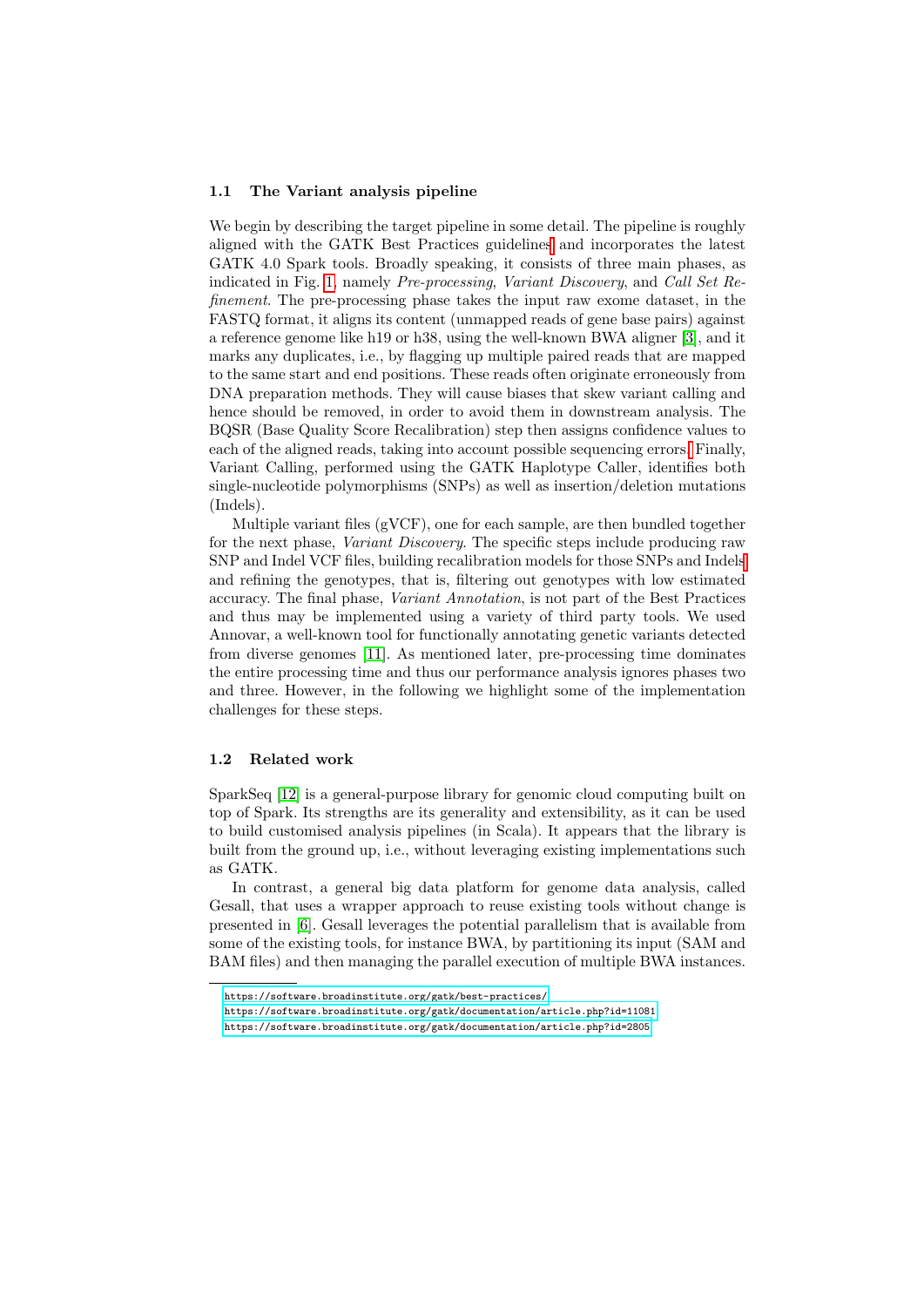### 1.1 The Variant analysis pipeline

We begin by describing the target pipeline in some detail. The pipeline is roughly aligned with the GATK Best Practices guidelines[4] and incorporates the latest GATK 4.0 Spark tools. Broadly speaking, it consists of three main phases, as indicated in Fig. 1, namely *Pre-processing*, *Variant Discovery*, and *Call Set Refinement*. The pre-processing phase takes the input raw exome dataset, in the FASTQ format, it aligns its content (unmapped reads of gene base pairs) against a reference genome like h19 or h38, using the well-known BWA aligner [3], and it marks any duplicates, i.e., by flagging up multiple paired reads that are mapped to the same start and end positions. These reads often originate erroneously from DNA preparation methods. They will cause biases that skew variant calling and hence should be removed, in order to avoid them in downstream analysis. The BQSR (Base Quality Score Recalibration) step then assigns confidence values to each of the aligned reads, taking into account possible sequencing errors[5] Finally, Variant Calling, performed using the GATK Haplotype Caller, identifies both single-nucleotide polymorphisms (SNPs) as well as insertion/deletion mutations (Indels).

Multiple variant files (gVCF), one for each sample, are then bundled together for the next phase, *Variant Discovery*. The specific steps include producing raw SNP and Indel VCF files, building recalibration models for those SNPs and Indels[6] and refining the genotypes, that is, filtering out genotypes with low estimated accuracy. The final phase, *Variant Annotation*, is not part of the Best Practices and thus may be implemented using a variety of third party tools. We used Annovar, a well-known tool for functionally annotating genetic variants detected from diverse genomes [11]. As mentioned later, pre-processing time dominates the entire processing time and thus our performance analysis ignores phases two and three. However, in the following we highlight some of the implementation challenges for these steps.

### 1.2 Related work

SparkSeq [12] is a general-purpose library for genomic cloud computing built on top of Spark. Its strengths are its generality and extensibility, as it can be used to build customised analysis pipelines (in Scala). It appears that the library is built from the ground up, i.e., without leveraging existing implementations such as GATK.

In contrast, a general big data platform for genome data analysis, called Gesall, that uses a wrapper approach to reuse existing tools without change is presented in [6]. Gesall leverages the potential parallelism that is available from some of the existing tools, for instance BWA, by partitioning its input (SAM and BAM files) and then managing the parallel execution of multiple BWA instances.

---

[4] https://software.broadinstitute.org/gatk/best-practices/

[5] https://software.broadinstitute.org/gatk/documentation/article.php?id=11081

[6] https://software.broadinstitute.org/gatk/documentation/article.php?id=2805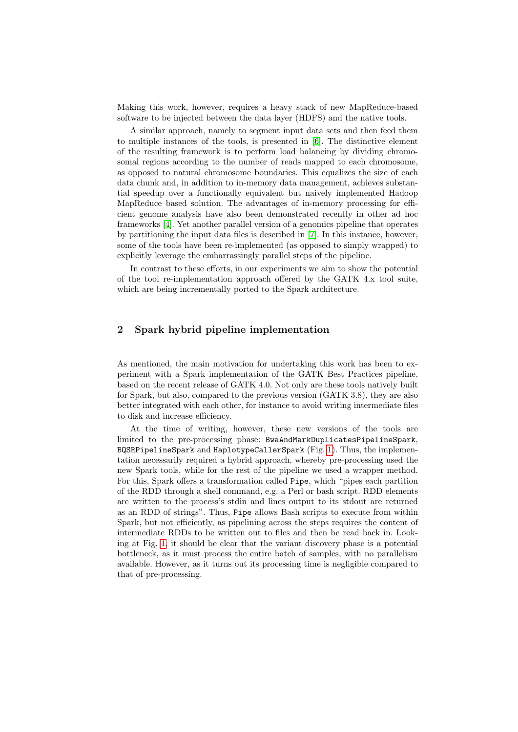Making this work, however, requires a heavy stack of new MapReduce-based software to be injected between the data layer (HDFS) and the native tools.

A similar approach, namely to segment input data sets and then feed them to multiple instances of the tools, is presented in [6]. The distinctive element of the resulting framework is to perform load balancing by dividing chromosomal regions according to the number of reads mapped to each chromosome, as opposed to natural chromosome boundaries. This equalizes the size of each data chunk and, in addition to in-memory data management, achieves substantial speedup over a functionally equivalent but naively implemented Hadoop MapReduce based solution. The advantages of in-memory processing for efficient genome analysis have also been demonstrated recently in other ad hoc frameworks [4]. Yet another parallel version of a genomics pipeline that operates by partitioning the input data files is described in [7]. In this instance, however, some of the tools have been re-implemented (as opposed to simply wrapped) to explicitly leverage the embarrassingly parallel steps of the pipeline.

In contrast to these efforts, in our experiments we aim to show the potential of the tool re-implementation approach offered by the GATK 4.x tool suite, which are being incrementally ported to the Spark architecture.

## 2 Spark hybrid pipeline implementation

As mentioned, the main motivation for undertaking this work has been to experiment with a Spark implementation of the GATK Best Practices pipeline, based on the recent release of GATK 4.0. Not only are these tools natively built for Spark, but also, compared to the previous version (GATK 3.8), they are also better integrated with each other, for instance to avoid writing intermediate files to disk and increase efficiency.

At the time of writing, however, these new versions of the tools are limited to the pre-processing phase: `BwaAndMarkDuplicatesPipelineSpark`, `BQSRPipelineSpark` and `HaplotypeCallerSpark` (Fig. 1). Thus, the implementation necessarily required a hybrid approach, whereby pre-processing used the new Spark tools, while for the rest of the pipeline we used a wrapper method. For this, Spark offers a transformation called `Pipe`, which "pipes each partition of the RDD through a shell command, e.g. a Perl or bash script. RDD elements are written to the process's stdin and lines output to its stdout are returned as an RDD of strings". Thus, `Pipe` allows Bash scripts to execute from within Spark, but not efficiently, as pipelining across the steps requires the content of intermediate RDDs to be written out to files and then be read back in. Looking at Fig. 1, it should be clear that the variant discovery phase is a potential bottleneck, as it must process the entire batch of samples, with no parallelism available. However, as it turns out its processing time is negligible compared to that of pre-processing.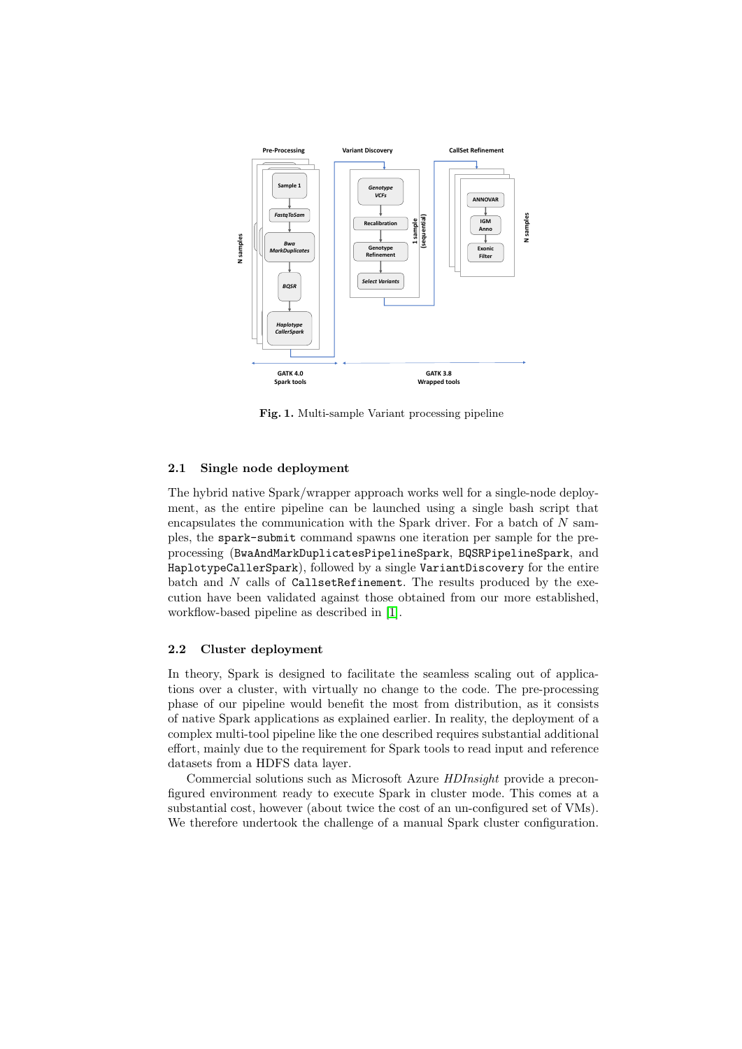**Fig. 1.** Multi-sample Variant processing pipeline

### 2.1 Single node deployment

The hybrid native Spark/wrapper approach works well for a single-node deployment, as the entire pipeline can be launched using a single bash script that encapsulates the communication with the Spark driver. For a batch of $N$ samples, the `spark-submit` command spawns one iteration per sample for the pre-processing (`BwaAndMarkDuplicatesPipelineSpark`, `BQSRPipelineSpark`, and `HaplotypeCallerSpark`), followed by a single `VariantDiscovery` for the entire batch and $N$ calls of `CallsetRefinement`. The results produced by the execution have been validated against those obtained from our more established, workflow-based pipeline as described in [1].

### 2.2 Cluster deployment

In theory, Spark is designed to facilitate the seamless scaling out of applications over a cluster, with virtually no change to the code. The pre-processing phase of our pipeline would benefit the most from distribution, as it consists of native Spark applications as explained earlier. In reality, the deployment of a complex multi-tool pipeline like the one described requires substantial additional effort, mainly due to the requirement for Spark tools to read input and reference datasets from a HDFS data layer.

Commercial solutions such as Microsoft Azure *HDInsight* provide a preconfigured environment ready to execute Spark in cluster mode. This comes at a substantial cost, however (about twice the cost of an un-configured set of VMs). We therefore undertook the challenge of a manual Spark cluster configuration.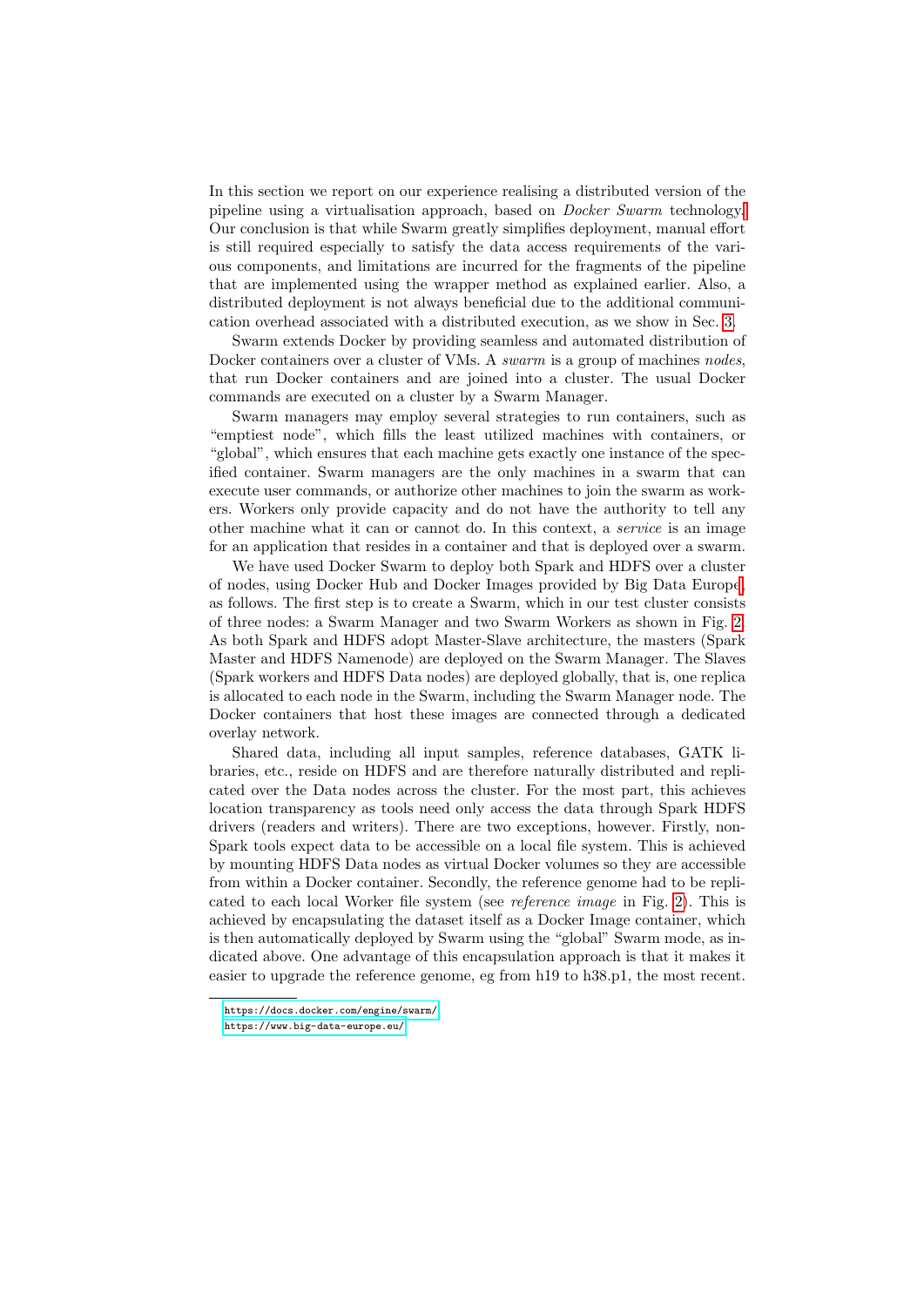In this section we report on our experience realising a distributed version of the pipeline using a virtualisation approach, based on *Docker Swarm* technology.[1] Our conclusion is that while Swarm greatly simplifies deployment, manual effort is still required especially to satisfy the data access requirements of the various components, and limitations are incurred for the fragments of the pipeline that are implemented using the wrapper method as explained earlier. Also, a distributed deployment is not always beneficial due to the additional communication overhead associated with a distributed execution, as we show in Sec. 3.

Swarm extends Docker by providing seamless and automated distribution of Docker containers over a cluster of VMs. A *swarm* is a group of machines *nodes*, that run Docker containers and are joined into a cluster. The usual Docker commands are executed on a cluster by a Swarm Manager.

Swarm managers may employ several strategies to run containers, such as "emptiest node", which fills the least utilized machines with containers, or "global", which ensures that each machine gets exactly one instance of the specified container. Swarm managers are the only machines in a swarm that can execute user commands, or authorize other machines to join the swarm as workers. Workers only provide capacity and do not have the authority to tell any other machine what it can or cannot do. In this context, a *service* is an image for an application that resides in a container and that is deployed over a swarm.

We have used Docker Swarm to deploy both Spark and HDFS over a cluster of nodes, using Docker Hub and Docker Images provided by Big Data Europe[2], as follows. The first step is to create a Swarm, which in our test cluster consists of three nodes: a Swarm Manager and two Swarm Workers as shown in Fig. 2. As both Spark and HDFS adopt Master-Slave architecture, the masters (Spark Master and HDFS Namenode) are deployed on the Swarm Manager. The Slaves (Spark workers and HDFS Data nodes) are deployed globally, that is, one replica is allocated to each node in the Swarm, including the Swarm Manager node. The Docker containers that host these images are connected through a dedicated overlay network.

Shared data, including all input samples, reference databases, GATK libraries, etc., reside on HDFS and are therefore naturally distributed and replicated over the Data nodes across the cluster. For the most part, this achieves location transparency as tools need only access the data through Spark HDFS drivers (readers and writers). There are two exceptions, however. Firstly, non-Spark tools expect data to be accessible on a local file system. This is achieved by mounting HDFS Data nodes as virtual Docker volumes so they are accessible from within a Docker container. Secondly, the reference genome had to be replicated to each local Worker file system (see *reference image* in Fig. 2). This is achieved by encapsulating the dataset itself as a Docker Image container, which is then automatically deployed by Swarm using the "global" Swarm mode, as indicated above. One advantage of this encapsulation approach is that it makes it easier to upgrade the reference genome, eg from h19 to h38.p1, the most recent.

---

[1] https://docs.docker.com/engine/swarm/

[2] https://www.big-data-europe.eu/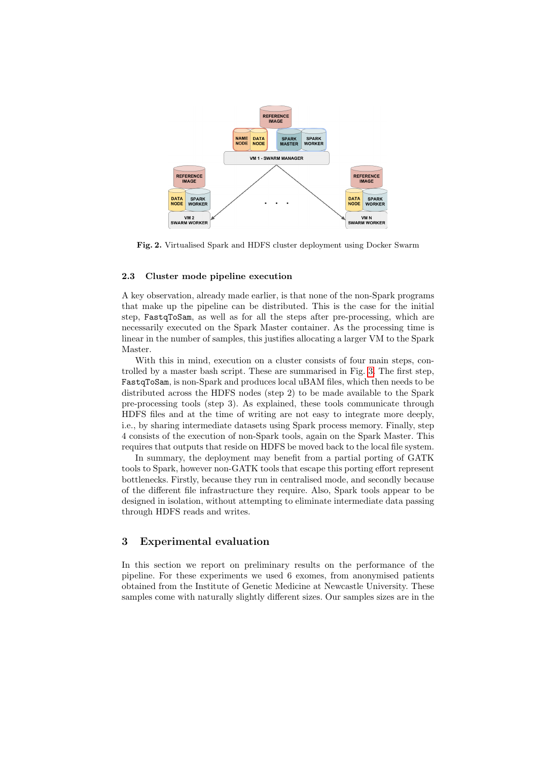Fig. 2. Virtualised Spark and HDFS cluster deployment using Docker Swarm

### 2.3 Cluster mode pipeline execution

A key observation, already made earlier, is that none of the non-Spark programs that make up the pipeline can be distributed. This is the case for the initial step, FastqToSam, as well as for all the steps after pre-processing, which are necessarily executed on the Spark Master container. As the processing time is linear in the number of samples, this justifies allocating a larger VM to the Spark Master.

With this in mind, execution on a cluster consists of four main steps, controlled by a master bash script. These are summarised in Fig. 3. The first step, FastqToSam, is non-Spark and produces local uBAM files, which then needs to be distributed across the HDFS nodes (step 2) to be made available to the Spark pre-processing tools (step 3). As explained, these tools communicate through HDFS files and at the time of writing are not easy to integrate more deeply, i.e., by sharing intermediate datasets using Spark process memory. Finally, step 4 consists of the execution of non-Spark tools, again on the Spark Master. This requires that outputs that reside on HDFS be moved back to the local file system.

In summary, the deployment may benefit from a partial porting of GATK tools to Spark, however non-GATK tools that escape this porting effort represent bottlenecks. Firstly, because they run in centralised mode, and secondly because of the different file infrastructure they require. Also, Spark tools appear to be designed in isolation, without attempting to eliminate intermediate data passing through HDFS reads and writes.

## 3 Experimental evaluation

In this section we report on preliminary results on the performance of the pipeline. For these experiments we used 6 exomes, from anonymised patients obtained from the Institute of Genetic Medicine at Newcastle University. These samples come with naturally slightly different sizes. Our samples sizes are in the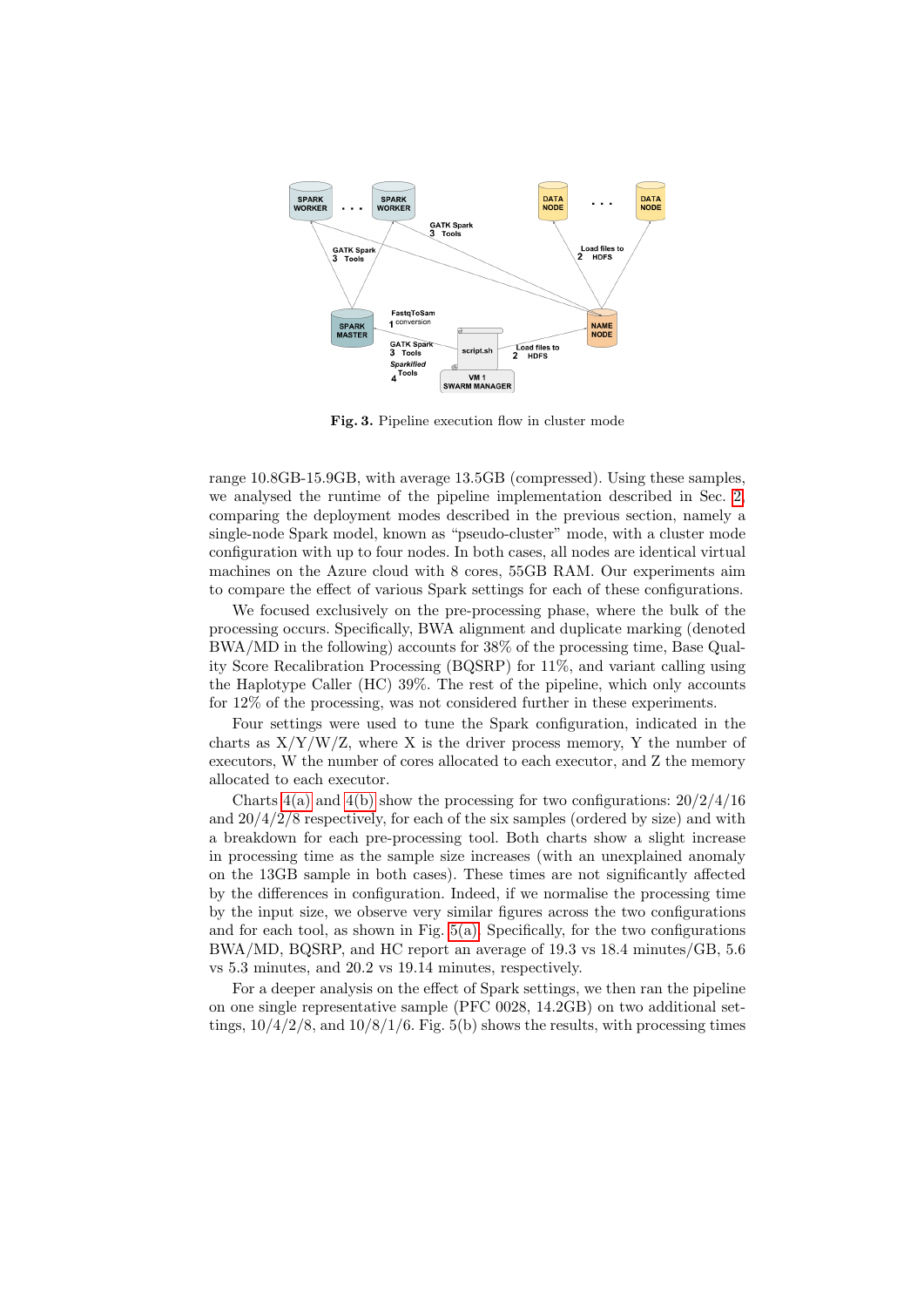**Fig. 3.** Pipeline execution flow in cluster mode

range 10.8GB-15.9GB, with average 13.5GB (compressed). Using these samples, we analysed the runtime of the pipeline implementation described in Sec. 2, comparing the deployment modes described in the previous section, namely a single-node Spark model, known as "pseudo-cluster" mode, with a cluster mode configuration with up to four nodes. In both cases, all nodes are identical virtual machines on the Azure cloud with 8 cores, 55GB RAM. Our experiments aim to compare the effect of various Spark settings for each of these configurations.

We focused exclusively on the pre-processing phase, where the bulk of the processing occurs. Specifically, BWA alignment and duplicate marking (denoted BWA/MD in the following) accounts for 38% of the processing time, Base Quality Score Recalibration Processing (BQSRP) for 11%, and variant calling using the Haplotype Caller (HC) 39%. The rest of the pipeline, which only accounts for 12% of the processing, was not considered further in these experiments.

Four settings were used to tune the Spark configuration, indicated in the charts as X/Y/W/Z, where X is the driver process memory, Y the number of executors, W the number of cores allocated to each executor, and Z the memory allocated to each executor.

Charts 4(a) and 4(b) show the processing for two configurations: 20/2/4/16 and 20/4/2/8 respectively, for each of the six samples (ordered by size) and with a breakdown for each pre-processing tool. Both charts show a slight increase in processing time as the sample size increases (with an unexplained anomaly on the 13GB sample in both cases). These times are not significantly affected by the differences in configuration. Indeed, if we normalise the processing time by the input size, we observe very similar figures across the two configurations and for each tool, as shown in Fig. 5(a). Specifically, for the two configurations BWA/MD, BQSRP, and HC report an average of 19.3 vs 18.4 minutes/GB, 5.6 vs 5.3 minutes, and 20.2 vs 19.14 minutes, respectively.

For a deeper analysis on the effect of Spark settings, we then ran the pipeline on one single representative sample (PFC 0028, 14.2GB) on two additional settings, 10/4/2/8, and 10/8/1/6. Fig. 5(b) shows the results, with processing times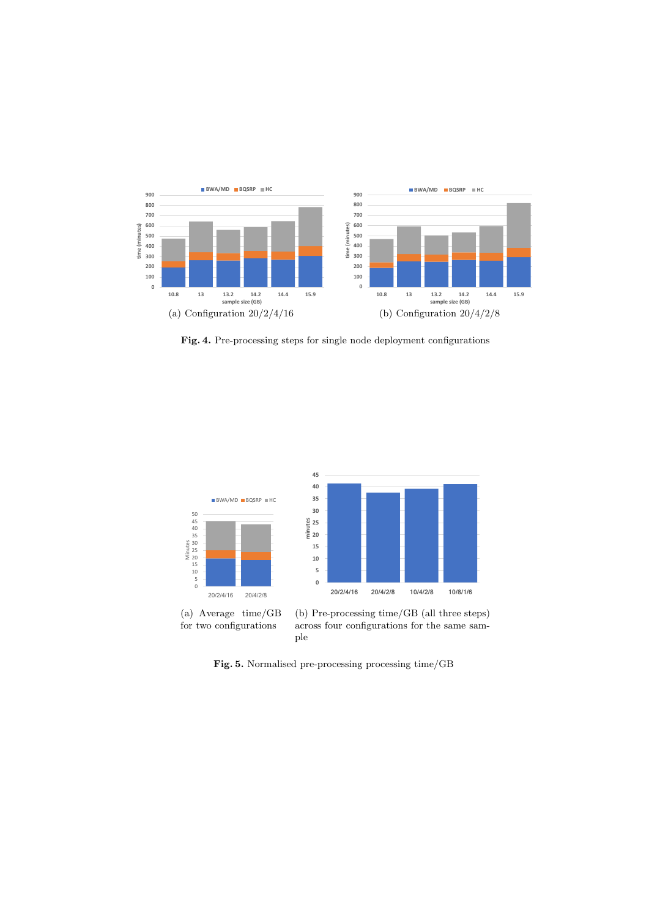(a) Configuration 20/2/4/16

(b) Configuration 20/4/2/8

**Fig. 4.** Pre-processing steps for single node deployment configurations

(a) Average time/GB for two configurations

(b) Pre-processing time/GB (all three steps) across four configurations for the same sample

**Fig. 5.** Normalised pre-processing processing time/GB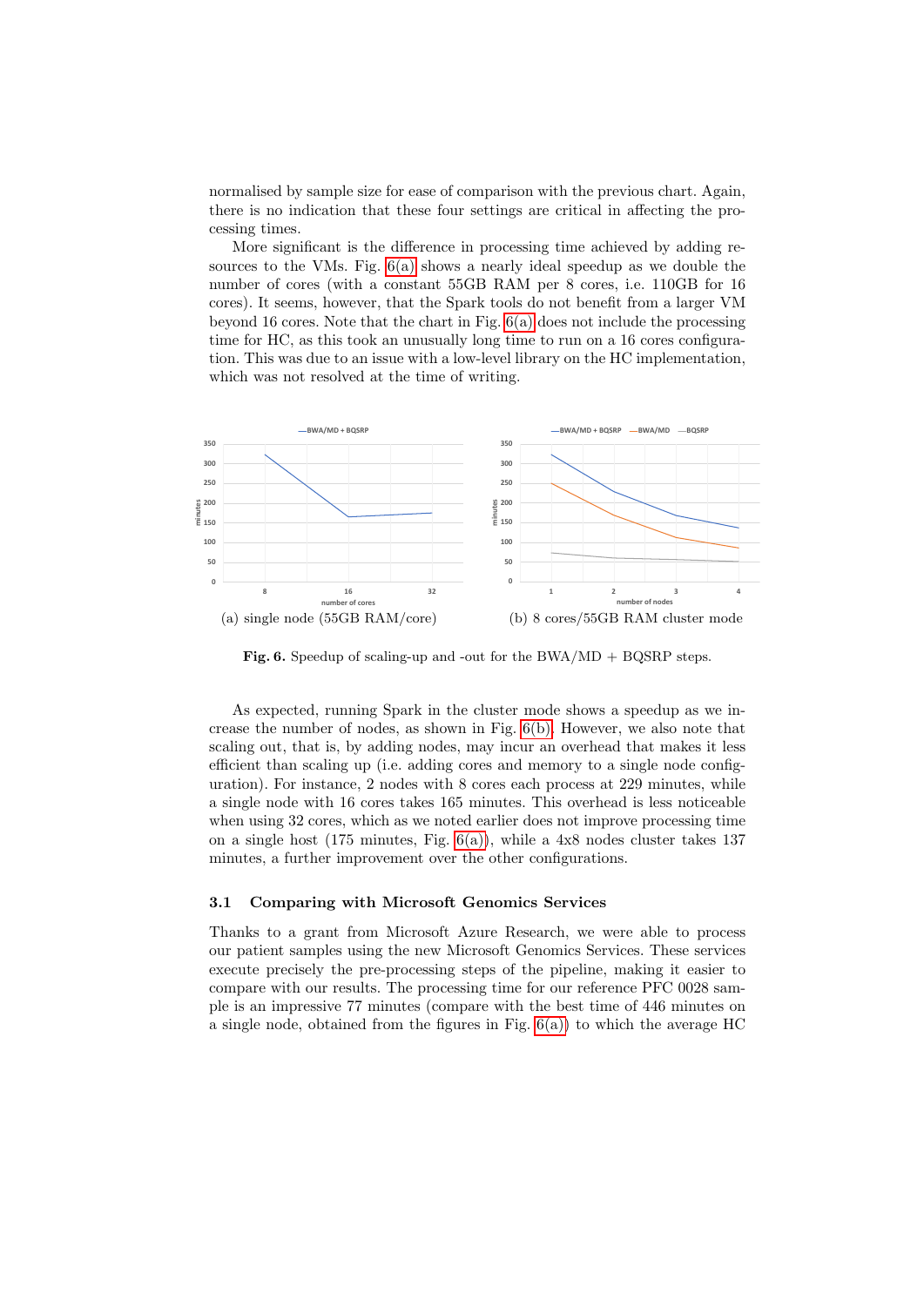normalised by sample size for ease of comparison with the previous chart. Again, there is no indication that these four settings are critical in affecting the processing times.

More significant is the difference in processing time achieved by adding resources to the VMs. Fig. 6(a) shows a nearly ideal speedup as we double the number of cores (with a constant 55GB RAM per 8 cores, i.e. 110GB for 16 cores). It seems, however, that the Spark tools do not benefit from a larger VM beyond 16 cores. Note that the chart in Fig. 6(a) does not include the processing time for HC, as this took an unusually long time to run on a 16 cores configuration. This was due to an issue with a low-level library on the HC implementation, which was not resolved at the time of writing.

(a) single node (55GB RAM/core)

(b) 8 cores/55GB RAM cluster mode

**Fig. 6.** Speedup of scaling-up and -out for the BWA/MD + BQSRP steps.

As expected, running Spark in the cluster mode shows a speedup as we increase the number of nodes, as shown in Fig. 6(b). However, we also note that scaling out, that is, by adding nodes, may incur an overhead that makes it less efficient than scaling up (i.e. adding cores and memory to a single node configuration). For instance, 2 nodes with 8 cores each process at 229 minutes, while a single node with 16 cores takes 165 minutes. This overhead is less noticeable when using 32 cores, which as we noted earlier does not improve processing time on a single host (175 minutes, Fig. 6(a)), while a 4x8 nodes cluster takes 137 minutes, a further improvement over the other configurations.

### 3.1 Comparing with Microsoft Genomics Services

Thanks to a grant from Microsoft Azure Research, we were able to process our patient samples using the new Microsoft Genomics Services. These services execute precisely the pre-processing steps of the pipeline, making it easier to compare with our results. The processing time for our reference PFC 0028 sample is an impressive 77 minutes (compare with the best time of 446 minutes on a single node, obtained from the figures in Fig. 6(a)) to which the average HC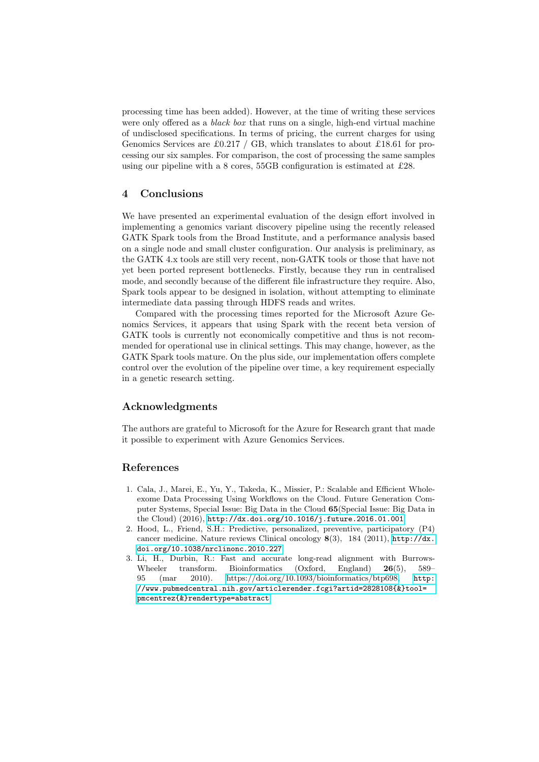processing time has been added). However, at the time of writing these services were only offered as a *black box* that runs on a single, high-end virtual machine of undisclosed specifications. In terms of pricing, the current charges for using Genomics Services are £0.217 / GB, which translates to about £18.61 for processing our six samples. For comparison, the cost of processing the same samples using our pipeline with a 8 cores, 55GB configuration is estimated at £28.

## 4 Conclusions

We have presented an experimental evaluation of the design effort involved in implementing a genomics variant discovery pipeline using the recently released GATK Spark tools from the Broad Institute, and a performance analysis based on a single node and small cluster configuration. Our analysis is preliminary, as the GATK 4.x tools are still very recent, non-GATK tools or those that have not yet been ported represent bottlenecks. Firstly, because they run in centralised mode, and secondly because of the different file infrastructure they require. Also, Spark tools appear to be designed in isolation, without attempting to eliminate intermediate data passing through HDFS reads and writes.

Compared with the processing times reported for the Microsoft Azure Genomics Services, it appears that using Spark with the recent beta version of GATK tools is currently not economically competitive and thus is not recommended for operational use in clinical settings. This may change, however, as the GATK Spark tools mature. On the plus side, our implementation offers complete control over the evolution of the pipeline over time, a key requirement especially in a genetic research setting.

## Acknowledgments

The authors are grateful to Microsoft for the Azure for Research grant that made it possible to experiment with Azure Genomics Services.

## References

1. Cala, J., Marei, E., Yu, Y., Takeda, K., Missier, P.: Scalable and Efficient Whole-exome Data Processing Using Workflows on the Cloud. Future Generation Computer Systems, Special Issue: Big Data in the Cloud **65**(Special Issue: Big Data in the Cloud) (2016), http://dx.doi.org/10.1016/j.future.2016.01.001
2. Hood, L., Friend, S.H.: Predictive, personalized, preventive, participatory (P4) cancer medicine. Nature reviews Clinical oncology **8**(3), 184 (2011), http://dx.doi.org/10.1038/nrclinonc.2010.227
3. Li, H., Durbin, R.: Fast and accurate long-read alignment with Burrows-Wheeler transform. Bioinformatics (Oxford, England) **26**(5), 589–95 (mar 2010). https://doi.org/10.1093/bioinformatics/btp698, http://www.pubmedcentral.nih.gov/articlerender.fcgi?artid=2828108{&}tool=pmcentrez{&}rendertype=abstract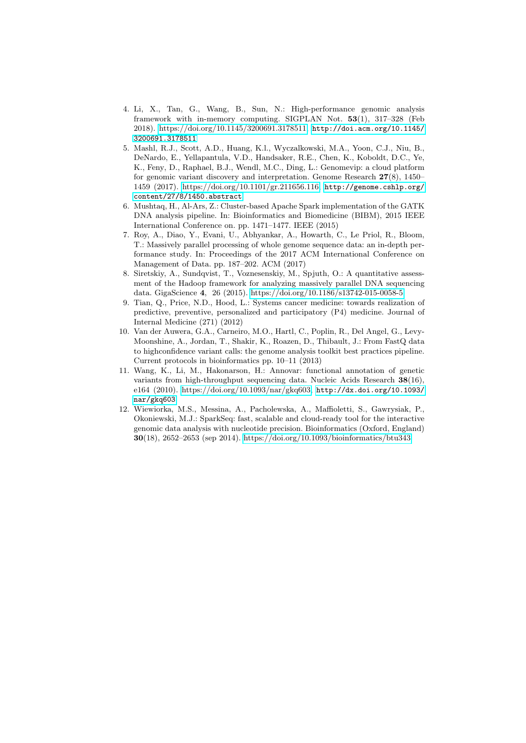4. Li, X., Tan, G., Wang, B., Sun, N.: High-performance genomic analysis framework with in-memory computing. SIGPLAN Not. **53**(1), 317–328 (Feb 2018). https://doi.org/10.1145/3200691.3178511, http://doi.acm.org/10.1145/3200691.3178511
5. Mashl, R.J., Scott, A.D., Huang, K.l., Wyczalkowski, M.A., Yoon, C.J., Niu, B., DeNardo, E., Yellapantula, V.D., Handsaker, R.E., Chen, K., Koboldt, D.C., Ye, K., Feny, D., Raphael, B.J., Wendl, M.C., Ding, L.: Genomevip: a cloud platform for genomic variant discovery and interpretation. Genome Research **27**(8), 1450–1459 (2017). https://doi.org/10.1101/gr.211656.116, http://genome.cshlp.org/content/27/8/1450.abstract
6. Mushtaq, H., Al-Ars, Z.: Cluster-based Apache Spark implementation of the GATK DNA analysis pipeline. In: Bioinformatics and Biomedicine (BIBM), 2015 IEEE International Conference on. pp. 1471–1477. IEEE (2015)
7. Roy, A., Diao, Y., Evani, U., Abhyankar, A., Howarth, C., Le Priol, R., Bloom, T.: Massively parallel processing of whole genome sequence data: an in-depth performance study. In: Proceedings of the 2017 ACM International Conference on Management of Data. pp. 187–202. ACM (2017)
8. Siretskiy, A., Sundqvist, T., Voznesenskiy, M., Spjuth, O.: A quantitative assessment of the Hadoop framework for analyzing massively parallel DNA sequencing data. GigaScience **4**, 26 (2015). https://doi.org/10.1186/s13742-015-0058-5
9. Tian, Q., Price, N.D., Hood, L.: Systems cancer medicine: towards realization of predictive, preventive, personalized and participatory (P4) medicine. Journal of Internal Medicine (271) (2012)
10. Van der Auwera, G.A., Carneiro, M.O., Hartl, C., Poplin, R., Del Angel, G., Levy-Moonshine, A., Jordan, T., Shakir, K., Roazen, D., Thibault, J.: From FastQ data to highconfidence variant calls: the genome analysis toolkit best practices pipeline. Current protocols in bioinformatics pp. 10–11 (2013)
11. Wang, K., Li, M., Hakonarson, H.: Annovar: functional annotation of genetic variants from high-throughput sequencing data. Nucleic Acids Research **38**(16), e164 (2010). https://doi.org/10.1093/nar/gkq603, http://dx.doi.org/10.1093/nar/gkq603
12. Wiewiorka, M.S., Messina, A., Pacholewska, A., Maffioletti, S., Gawrysiak, P., Okoniewski, M.J.: SparkSeq: fast, scalable and cloud-ready tool for the interactive genomic data analysis with nucleotide precision. Bioinformatics (Oxford, England) **30**(18), 2652–2653 (sep 2014). https://doi.org/10.1093/bioinformatics/btu343